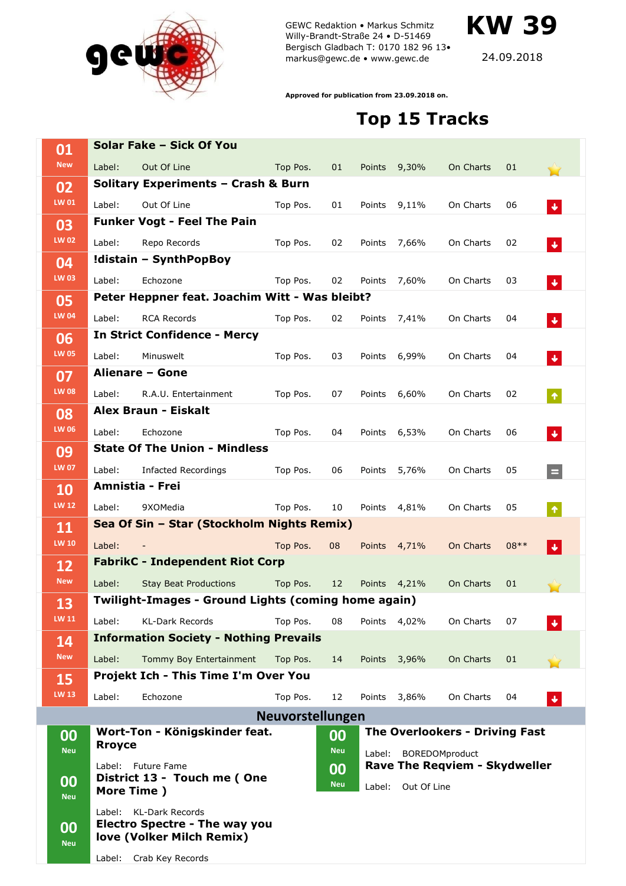GEWC Redaktion • Markus Schmitz
Willy-Brandt-Straße 24 • D-51469
Bergisch Gladbach T: 0170 182 96 13•
markus@gewc.de • www.gewc.de

# KW 39

24.09.2018

**Approved for publication from 23.09.2018 on.**

## Top 15 Tracks

| Pos. | LW | Artist – Title | Label | Top Pos. | Points | On Charts | Trend |
|---|---|---|---|---|---|---|---|
| 01 | New | **Solar Fake – Sick Of You** | Out Of Line | 01 | 9,30% | 01 | New |
| 02 | LW 01 | **Solitary Experiments – Crash & Burn** | Out Of Line | 01 | 9,11% | 06 | down |
| 03 | LW 02 | **Funker Vogt - Feel The Pain** | Repo Records | 02 | 7,66% | 02 | down |
| 04 | LW 03 | **!distain – SynthPopBoy** | Echozone | 02 | 7,60% | 03 | down |
| 05 | LW 04 | **Peter Heppner feat. Joachim Witt - Was bleibt?** | RCA Records | 02 | 7,41% | 04 | down |
| 06 | LW 05 | **In Strict Confidence - Mercy** | Minuswelt | 03 | 6,99% | 04 | down |
| 07 | LW 08 | **Alienare – Gone** | R.A.U. Entertainment | 07 | 6,60% | 02 | up |
| 08 | LW 06 | **Alex Braun - Eiskalt** | Echozone | 04 | 6,53% | 06 | down |
| 09 | LW 07 | **State Of The Union - Mindless** | Infacted Recordings | 06 | 5,76% | 05 | = |
| 10 | LW 12 | **Amnistia - Frei** | 9XOMedia | 10 | 4,81% | 05 | up |
| 11 | LW 10 | **Sea Of Sin – Star (Stockholm Nights Remix)** | - | 08 | 4,71% | 08** | down |
| 12 | New | **FabrikC - Independent Riot Corp** | Stay Beat Productions | 12 | 4,21% | 01 | New |
| 13 | LW 11 | **Twilight-Images - Ground Lights (coming home again)** | KL-Dark Records | 08 | 4,02% | 07 | down |
| 14 | New | **Information Society - Nothing Prevails** | Tommy Boy Entertainment | 14 | 3,96% | 01 | New |
| 15 | LW 13 | **Projekt Ich - This Time I'm Over You** | Echozone | 12 | 3,86% | 04 | down |

## Neuvorstellungen

| Pos. | | Artist – Title | Label |
|---|---|---|---|
| 00 | Neu | **Wort-Ton - Königskinder feat. Rroyce** | Future Fame |
| 00 | Neu | **District 13 - Touch me ( One More Time )** | KL-Dark Records |
| 00 | Neu | **Electro Spectre - The way you love (Volker Milch Remix)** | Crab Key Records |
| 00 | Neu | **The Overlookers - Driving Fast** | BOREDOMproduct |
| 00 | Neu | **Rave The Reqviem - Skydweller** | Out Of Line |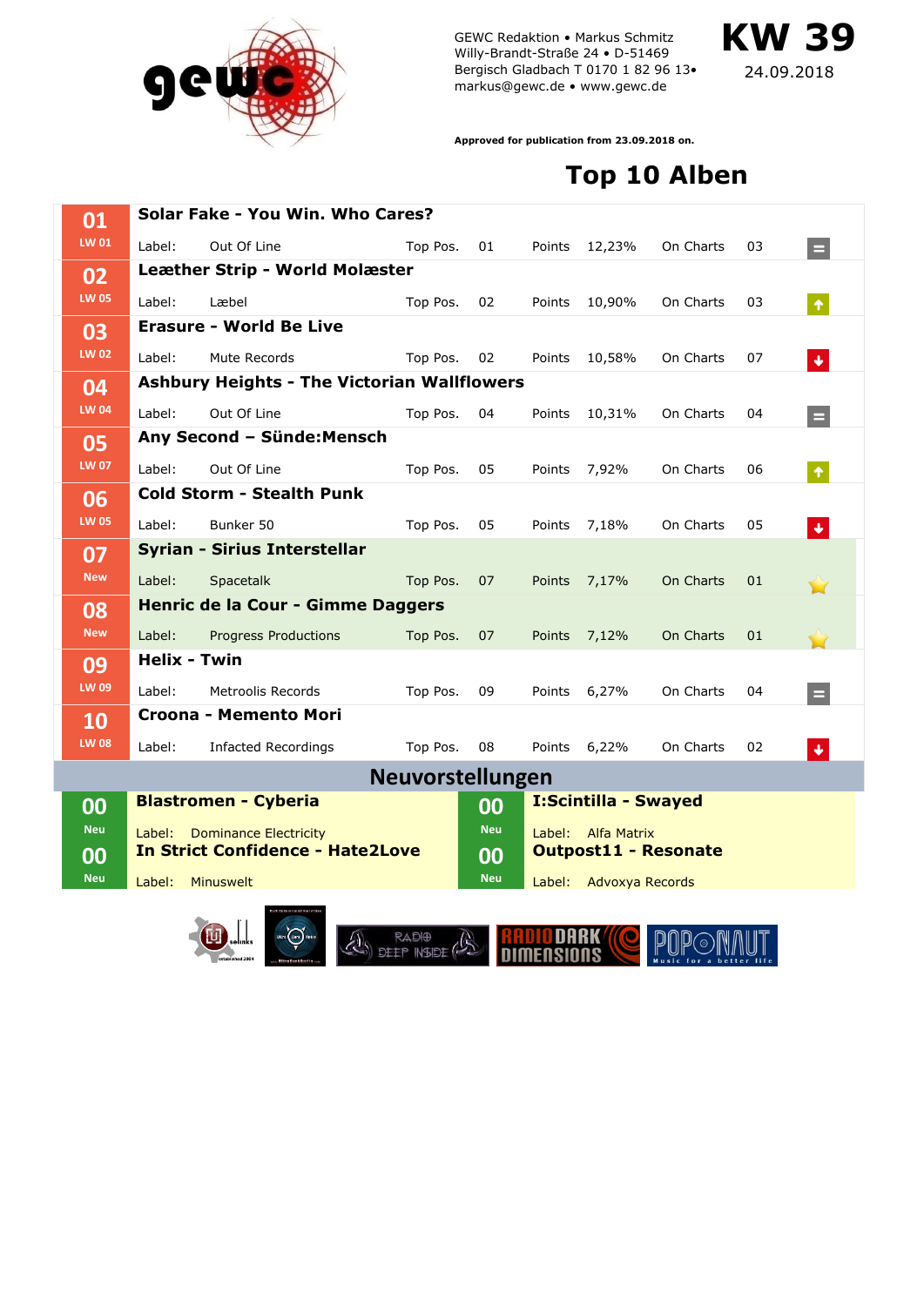GEWC Redaktion • Markus Schmitz
Willy-Brandt-Straße 24 • D-51469
Bergisch Gladbach T 0170 1 82 96 13•
markus@gewc.de • www.gewc.de

# KW 39

24.09.2018

**Approved for publication from 23.09.2018 on.**

## Top 10 Alben

| Pos. | LW | Artist - Title | Label | Top Pos. | Points | On Charts | Trend |
|---|---|---|---|---|---|---|---|
| 01 | LW 01 | **Solar Fake - You Win. Who Cares?** | Out Of Line | 01 | 12,23% | 03 | = |
| 02 | LW 05 | **Leæther Strip - World Molæster** | Læbel | 02 | 10,90% | 03 | ↑ |
| 03 | LW 02 | **Erasure - World Be Live** | Mute Records | 02 | 10,58% | 07 | ↓ |
| 04 | LW 04 | **Ashbury Heights - The Victorian Wallflowers** | Out Of Line | 04 | 10,31% | 04 | = |
| 05 | LW 07 | **Any Second – Sünde:Mensch** | Out Of Line | 05 | 7,92% | 06 | ↑ |
| 06 | LW 05 | **Cold Storm - Stealth Punk** | Bunker 50 | 05 | 7,18% | 05 | ↓ |
| 07 | New | **Syrian - Sirius Interstellar** | Spacetalk | 07 | 7,17% | 01 | ★ |
| 08 | New | **Henric de la Cour - Gimme Daggers** | Progress Productions | 07 | 7,12% | 01 | ★ |
| 09 | LW 09 | **Helix - Twin** | Metroolis Records | 09 | 6,27% | 04 | = |
| 10 | LW 08 | **Croona - Memento Mori** | Infacted Recordings | 08 | 6,22% | 02 | ↓ |

## Neuvorstellungen

| Pos. | | Artist - Title | Label |
|---|---|---|---|
| 00 | Neu | **Blastromen - Cyberia** | Dominance Electricity |
| 00 | Neu | **I:Scintilla - Swayed** | Alfa Matrix |
| 00 | Neu | **In Strict Confidence - Hate2Love** | Minuswelt |
| 00 | Neu | **Outpost11 - Resonate** | Advoxya Records |